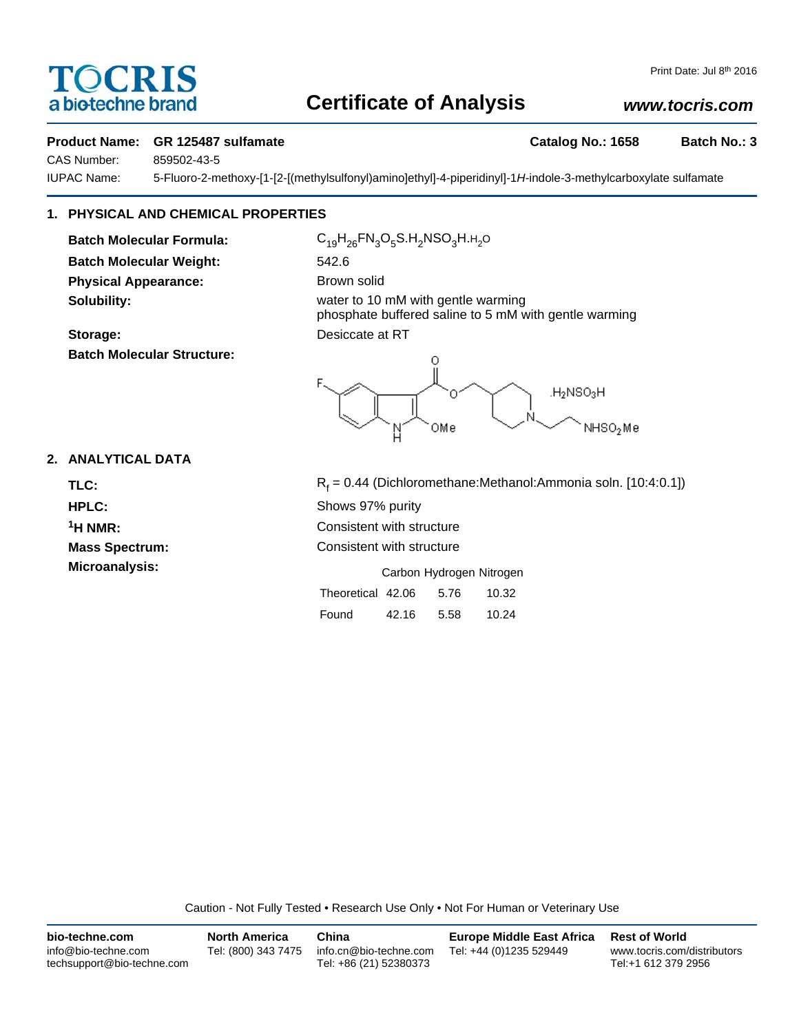TOCRIS
a biotechne brand

# Certificate of Analysis

www.tocris.com

Print Date: Jul 8th 2016

**Product Name: GR 125487 sulfamate** **Catalog No.: 1658** **Batch No.: 3**

CAS Number: 859502-43-5

IUPAC Name: 5-Fluoro-2-methoxy-[1-[2-[(methylsulfonyl)amino]ethyl]-4-piperidinyl]-1*H*-indole-3-methylcarboxylate sulfamate

## 1. PHYSICAL AND CHEMICAL PROPERTIES

**Batch Molecular Formula:** $C_{19}H_{26}FN_3O_5S.H_2NSO_3H.H_2O$

**Batch Molecular Weight:** 542.6

**Physical Appearance:** Brown solid

**Solubility:** water to 10 mM with gentle warming
phosphate buffered saline to 5 mM with gentle warming

**Storage:** Desiccate at RT

**Batch Molecular Structure:**

## 2. ANALYTICAL DATA

**TLC:** $R_f$ = 0.44 (Dichloromethane:Methanol:Ammonia soln. [10:4:0.1])

**HPLC:** Shows 97% purity

**$^1$H NMR:** Consistent with structure

**Mass Spectrum:** Consistent with structure

**Microanalysis:**

| | Carbon | Hydrogen | Nitrogen |
|---|---|---|---|
| Theoretical | 42.06 | 5.76 | 10.32 |
| Found | 42.16 | 5.58 | 10.24 |

Caution - Not Fully Tested • Research Use Only • Not For Human or Veterinary Use

**bio-techne.com**
info@bio-techne.com
techsupport@bio-techne.com

**North America**
Tel: (800) 343 7475

**China**
info.cn@bio-techne.com
Tel: +86 (21) 52380373

**Europe Middle East Africa**
Tel: +44 (0)1235 529449

**Rest of World**
www.tocris.com/distributors
Tel:+1 612 379 2956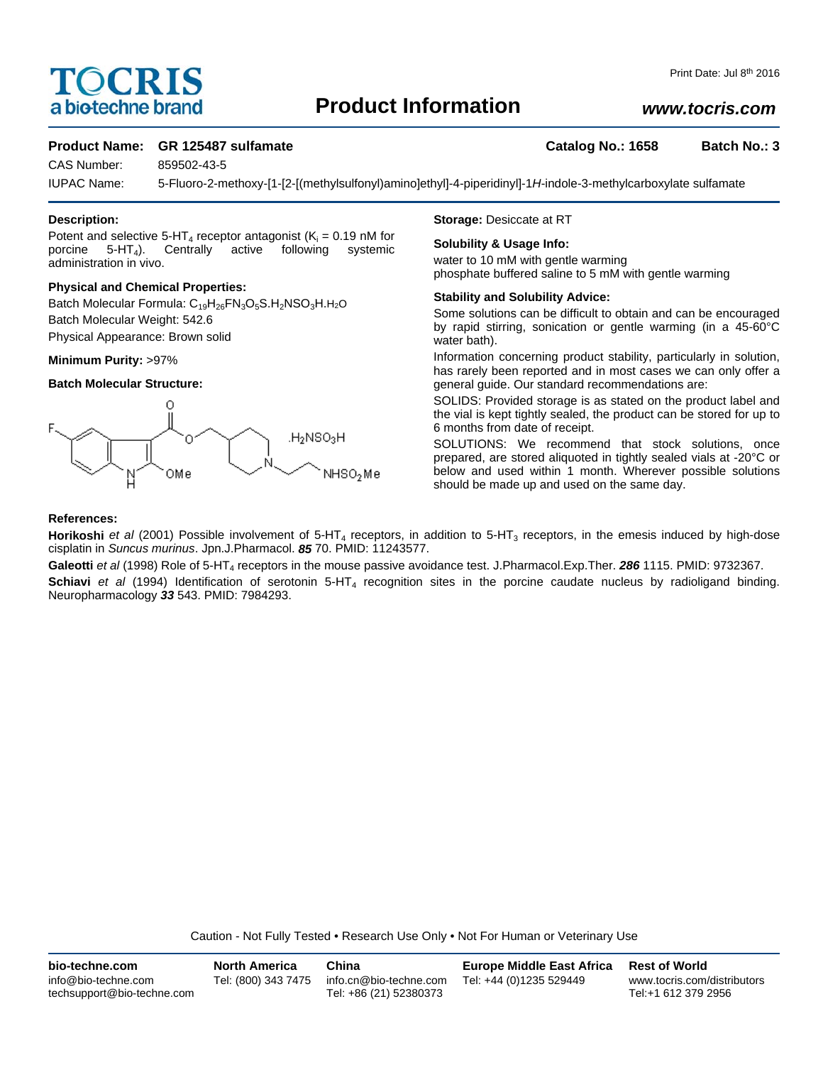# Product Information

**Product Name:** GR 125487 sulfamate **Catalog No.:** 1658 **Batch No.:** 3

CAS Number: 859502-43-5

IUPAC Name: 5-Fluoro-2-methoxy-[1-[2-[(methylsulfonyl)amino]ethyl]-4-piperidinyl]-1*H*-indole-3-methylcarboxylate sulfamate

### Description:

Potent and selective 5-$HT_4$ receptor antagonist ($K_i$ = 0.19 nM for porcine 5-$HT_4$). Centrally active following systemic administration in vivo.

### Physical and Chemical Properties:

Batch Molecular Formula: $C_{19}H_{26}FN_3O_5S.H_2NSO_3H.H_2O$

Batch Molecular Weight: 542.6

Physical Appearance: Brown solid

**Minimum Purity:** >97%

### Batch Molecular Structure:

F  O  O  .$H_2NSO_3H$  N  H  OMe  N  $NHSO_2Me$

**Storage:** Desiccate at RT

### Solubility & Usage Info:

water to 10 mM with gentle warming
phosphate buffered saline to 5 mM with gentle warming

### Stability and Solubility Advice:

Some solutions can be difficult to obtain and can be encouraged by rapid stirring, sonication or gentle warming (in a 45-60°C water bath).

Information concerning product stability, particularly in solution, has rarely been reported and in most cases we can only offer a general guide. Our standard recommendations are:

SOLIDS: Provided storage is as stated on the product label and the vial is kept tightly sealed, the product can be stored for up to 6 months from date of receipt.

SOLUTIONS: We recommend that stock solutions, once prepared, are stored aliquoted in tightly sealed vials at -20°C or below and used within 1 month. Wherever possible solutions should be made up and used on the same day.

### References:

**Horikoshi** *et al* (2001) Possible involvement of 5-$HT_4$ receptors, in addition to 5-$HT_3$ receptors, in the emesis induced by high-dose cisplatin in *Suncus murinus*. Jpn.J.Pharmacol. ***85*** 70. PMID: 11243577.

**Galeotti** *et al* (1998) Role of 5-$HT_4$ receptors in the mouse passive avoidance test. J.Pharmacol.Exp.Ther. ***286*** 1115. PMID: 9732367.

**Schiavi** *et al* (1994) Identification of serotonin 5-$HT_4$ recognition sites in the porcine caudate nucleus by radioligand binding. Neuropharmacology ***33*** 543. PMID: 7984293.

Caution - Not Fully Tested • Research Use Only • Not For Human or Veterinary Use

**bio-techne.com**
info@bio-techne.com
techsupport@bio-techne.com

**North America**
Tel: (800) 343 7475

**China**
info.cn@bio-techne.com
Tel: +86 (21) 52380373

**Europe Middle East Africa**
Tel: +44 (0)1235 529449

**Rest of World**
www.tocris.com/distributors
Tel:+1 612 379 2956